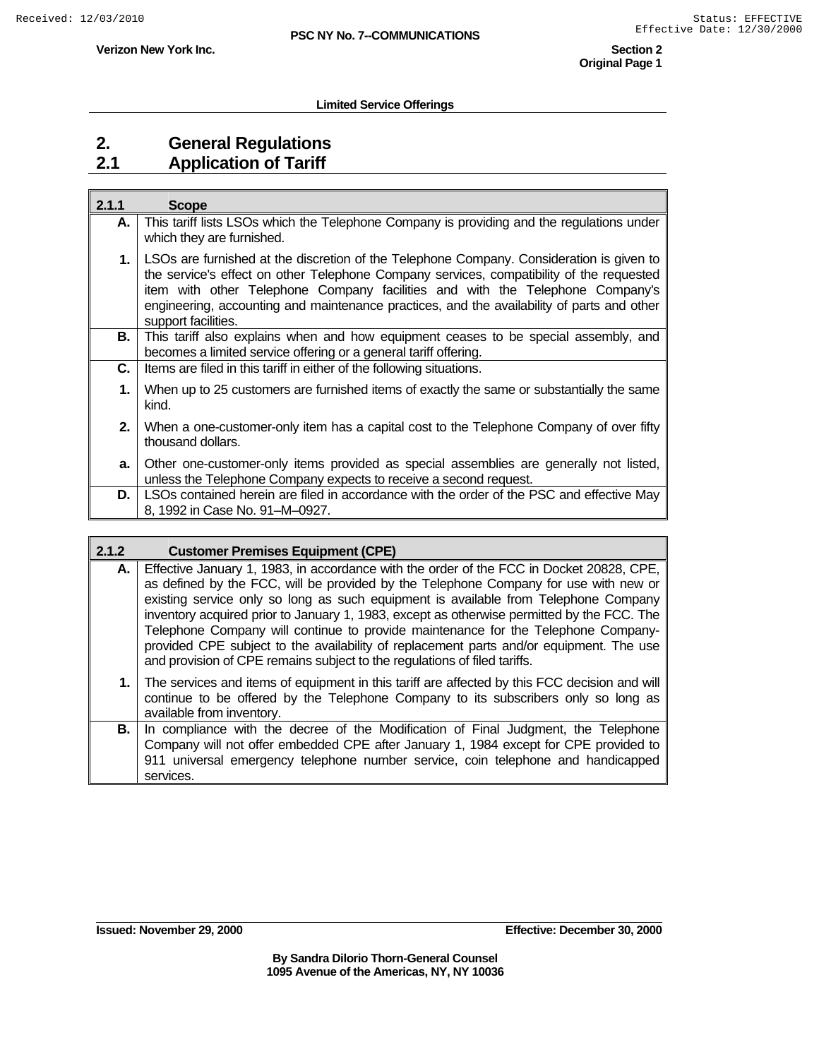**Limited Service Offerings**

# 2. General Regulations

## 2.1 Application of Tariff

| 2.1.1 | Scope |
|---|---|
| A. | This tariff lists LSOs which the Telephone Company is providing and the regulations under which they are furnished. |
| 1. | LSOs are furnished at the discretion of the Telephone Company. Consideration is given to the service's effect on other Telephone Company services, compatibility of the requested item with other Telephone Company facilities and with the Telephone Company's engineering, accounting and maintenance practices, and the availability of parts and other support facilities. |
| B. | This tariff also explains when and how equipment ceases to be special assembly, and becomes a limited service offering or a general tariff offering. |
| C. | Items are filed in this tariff in either of the following situations. |
| 1. | When up to 25 customers are furnished items of exactly the same or substantially the same kind. |
| 2. | When a one-customer-only item has a capital cost to the Telephone Company of over fifty thousand dollars. |
| a. | Other one-customer-only items provided as special assemblies are generally not listed, unless the Telephone Company expects to receive a second request. |
| D. | LSOs contained herein are filed in accordance with the order of the PSC and effective May 8, 1992 in Case No. 91–M–0927. |

| 2.1.2 | Customer Premises Equipment (CPE) |
|---|---|
| A. | Effective January 1, 1983, in accordance with the order of the FCC in Docket 20828, CPE, as defined by the FCC, will be provided by the Telephone Company for use with new or existing service only so long as such equipment is available from Telephone Company inventory acquired prior to January 1, 1983, except as otherwise permitted by the FCC. The Telephone Company will continue to provide maintenance for the Telephone Company-provided CPE subject to the availability of replacement parts and/or equipment. The use and provision of CPE remains subject to the regulations of filed tariffs. |
| 1. | The services and items of equipment in this tariff are affected by this FCC decision and will continue to be offered by the Telephone Company to its subscribers only so long as available from inventory. |
| B. | In compliance with the decree of the Modification of Final Judgment, the Telephone Company will not offer embedded CPE after January 1, 1984 except for CPE provided to 911 universal emergency telephone number service, coin telephone and handicapped services. |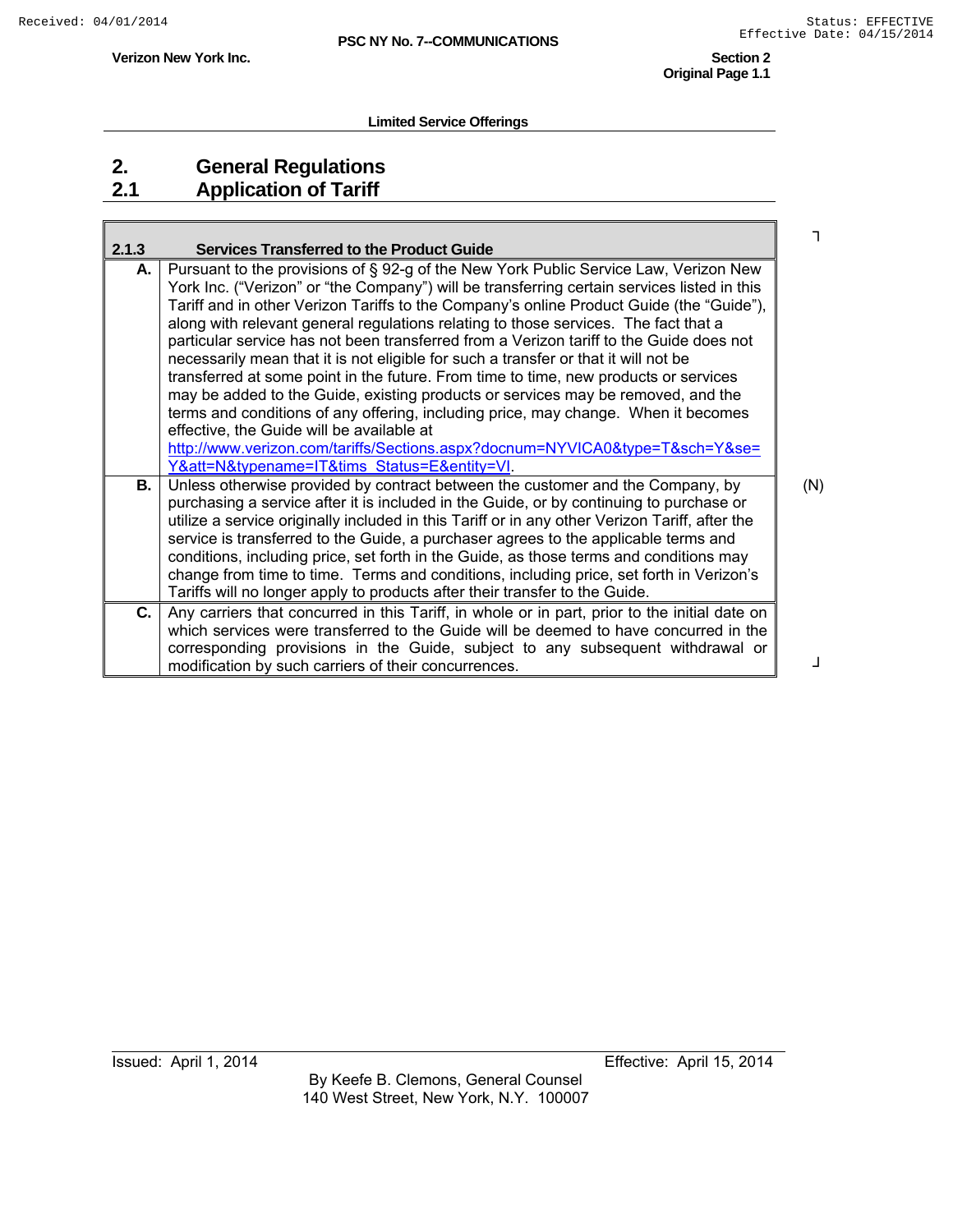Limited Service Offerings

## 2. General Regulations

## 2.1 Application of Tariff

### 2.1.3 Services Transferred to the Product Guide

**A.** Pursuant to the provisions of § 92-g of the New York Public Service Law, Verizon New York Inc. ("Verizon" or "the Company") will be transferring certain services listed in this Tariff and in other Verizon Tariffs to the Company's online Product Guide (the "Guide"), along with relevant general regulations relating to those services. The fact that a particular service has not been transferred from a Verizon tariff to the Guide does not necessarily mean that it is not eligible for such a transfer or that it will not be transferred at some point in the future. From time to time, new products or services may be added to the Guide, existing products or services may be removed, and the terms and conditions of any offering, including price, may change. When it becomes effective, the Guide will be available at http://www.verizon.com/tariffs/Sections.aspx?docnum=NYVICA0&type=T&sch=Y&se=Y&att=N&typename=IT&tims_Status=E&entity=VI.

**B.** Unless otherwise provided by contract between the customer and the Company, by purchasing a service after it is included in the Guide, or by continuing to purchase or utilize a service originally included in this Tariff or in any other Verizon Tariff, after the service is transferred to the Guide, a purchaser agrees to the applicable terms and conditions, including price, set forth in the Guide, as those terms and conditions may change from time to time. Terms and conditions, including price, set forth in Verizon's Tariffs will no longer apply to products after their transfer to the Guide. (N)

**C.** Any carriers that concurred in this Tariff, in whole or in part, prior to the initial date on which services were transferred to the Guide will be deemed to have concurred in the corresponding provisions in the Guide, subject to any subsequent withdrawal or modification by such carriers of their concurrences.

Issued: April 1, 2014 Effective: April 15, 2014

By Keefe B. Clemons, General Counsel
140 West Street, New York, N.Y. 100007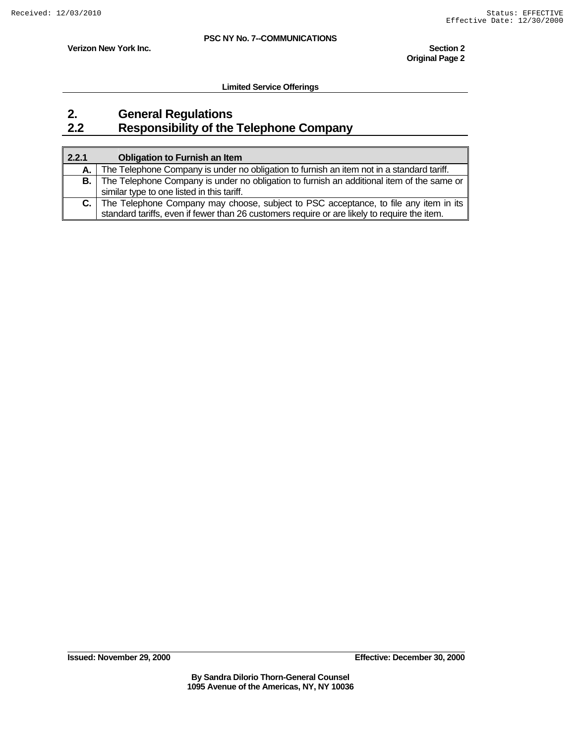## 2. General Regulations
## 2.2 Responsibility of the Telephone Company

| 2.2.1 | **Obligation to Furnish an Item** |
|---|---|
| **A.** | The Telephone Company is under no obligation to furnish an item not in a standard tariff. |
| **B.** | The Telephone Company is under no obligation to furnish an additional item of the same or similar type to one listed in this tariff. |
| **C.** | The Telephone Company may choose, subject to PSC acceptance, to file any item in its standard tariffs, even if fewer than 26 customers require or are likely to require the item. |